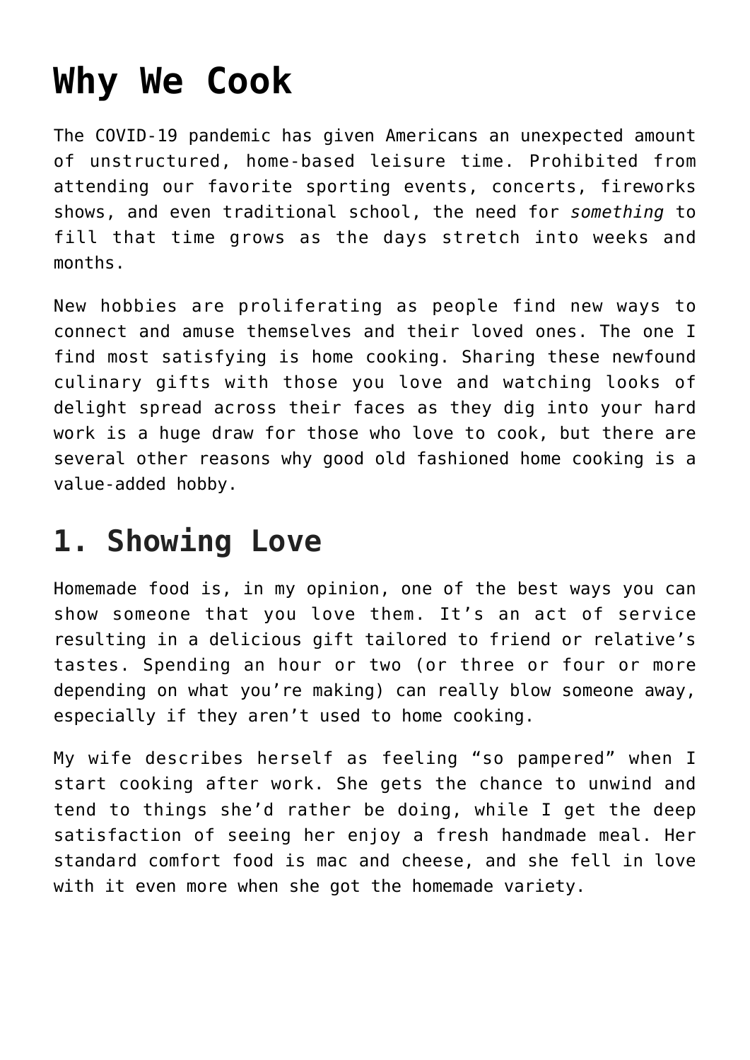# Why We Cook

The COVID-19 pandemic has given Americans an unexpected amount of unstructured, home-based leisure time. Prohibited from attending our favorite sporting events, concerts, fireworks shows, and even traditional school, the need for *something* to fill that time grows as the days stretch into weeks and months.

New hobbies are proliferating as people find new ways to connect and amuse themselves and their loved ones. The one I find most satisfying is home cooking. Sharing these newfound culinary gifts with those you love and watching looks of delight spread across their faces as they dig into your hard work is a huge draw for those who love to cook, but there are several other reasons why good old fashioned home cooking is a value-added hobby.

## 1. Showing Love

Homemade food is, in my opinion, one of the best ways you can show someone that you love them. It's an act of service resulting in a delicious gift tailored to friend or relative's tastes. Spending an hour or two (or three or four or more depending on what you're making) can really blow someone away, especially if they aren't used to home cooking.

My wife describes herself as feeling "so pampered" when I start cooking after work. She gets the chance to unwind and tend to things she'd rather be doing, while I get the deep satisfaction of seeing her enjoy a fresh handmade meal. Her standard comfort food is mac and cheese, and she fell in love with it even more when she got the homemade variety.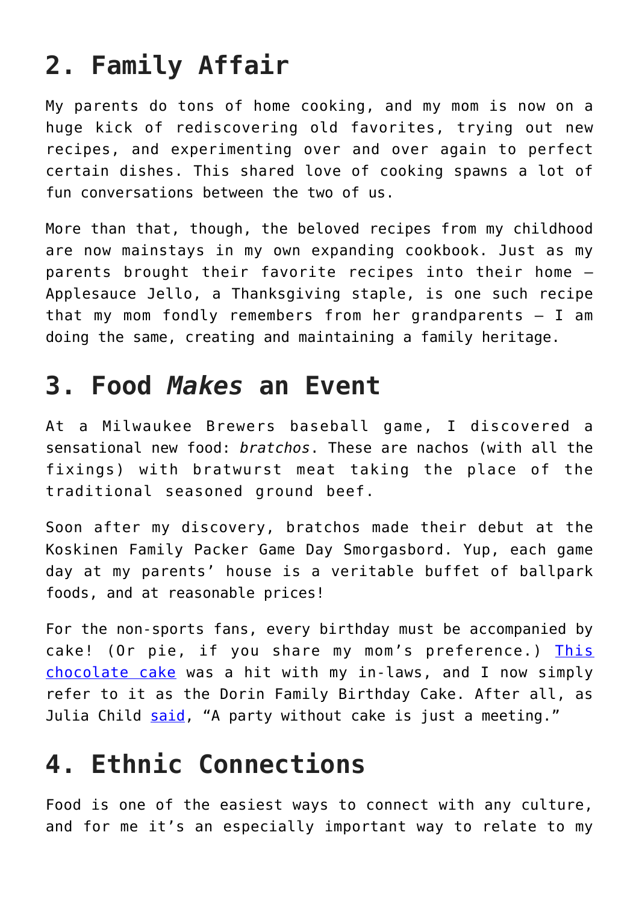## 2. Family Affair

My parents do tons of home cooking, and my mom is now on a huge kick of rediscovering old favorites, trying out new recipes, and experimenting over and over again to perfect certain dishes. This shared love of cooking spawns a lot of fun conversations between the two of us.

More than that, though, the beloved recipes from my childhood are now mainstays in my own expanding cookbook. Just as my parents brought their favorite recipes into their home – Applesauce Jello, a Thanksgiving staple, is one such recipe that my mom fondly remembers from her grandparents – I am doing the same, creating and maintaining a family heritage.

## 3. Food *Makes* an Event

At a Milwaukee Brewers baseball game, I discovered a sensational new food: *bratchos*. These are nachos (with all the fixings) with bratwurst meat taking the place of the traditional seasoned ground beef.

Soon after my discovery, bratchos made their debut at the Koskinen Family Packer Game Day Smorgasbord. Yup, each game day at my parents' house is a veritable buffet of ballpark foods, and at reasonable prices!

For the non-sports fans, every birthday must be accompanied by cake! (Or pie, if you share my mom's preference.) This chocolate cake was a hit with my in-laws, and I now simply refer to it as the Dorin Family Birthday Cake. After all, as Julia Child said, "A party without cake is just a meeting."

## 4. Ethnic Connections

Food is one of the easiest ways to connect with any culture, and for me it's an especially important way to relate to my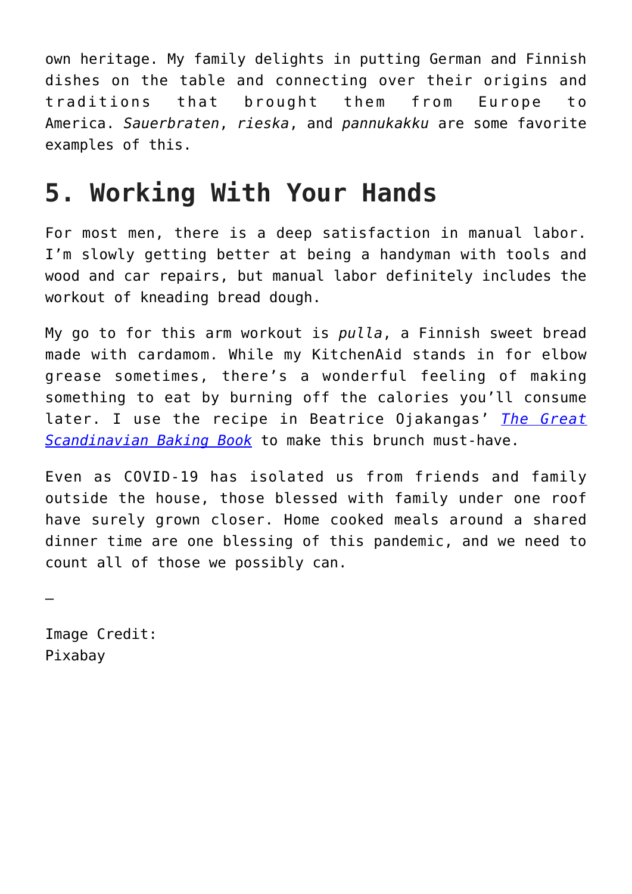own heritage. My family delights in putting German and Finnish dishes on the table and connecting over their origins and traditions that brought them from Europe to America. *Sauerbraten*, *rieska*, and *pannukakku* are some favorite examples of this.

## 5. Working With Your Hands

For most men, there is a deep satisfaction in manual labor. I'm slowly getting better at being a handyman with tools and wood and car repairs, but manual labor definitely includes the workout of kneading bread dough.

My go to for this arm workout is *pulla*, a Finnish sweet bread made with cardamom. While my KitchenAid stands in for elbow grease sometimes, there's a wonderful feeling of making something to eat by burning off the calories you'll consume later. I use the recipe in Beatrice Ojakangas' [*The Great Scandinavian Baking Book*] to make this brunch must-have.

Even as COVID-19 has isolated us from friends and family outside the house, those blessed with family under one roof have surely grown closer. Home cooked meals around a shared dinner time are one blessing of this pandemic, and we need to count all of those we possibly can.

—

Image Credit:
Pixabay